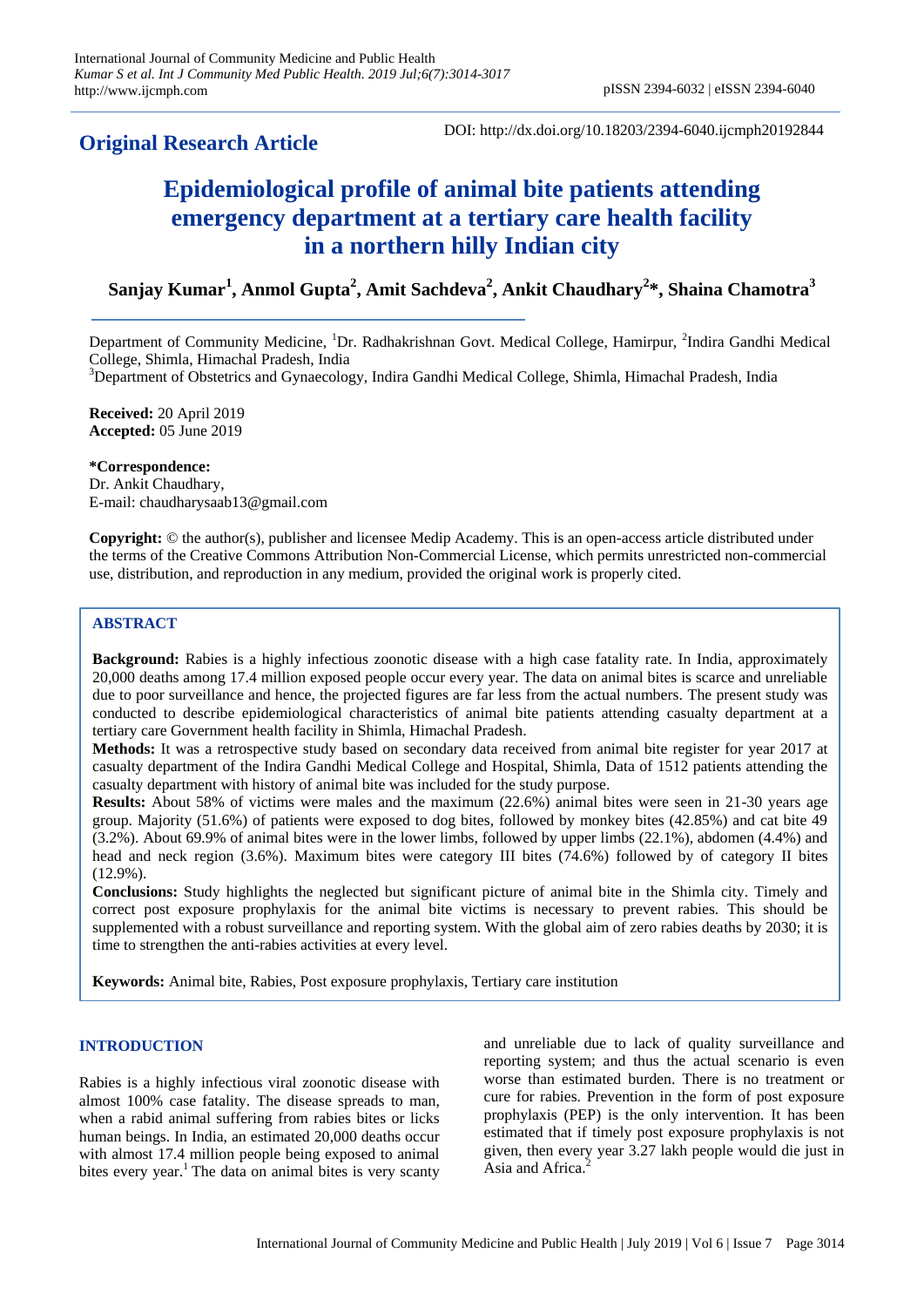**Original Research Article**

DOI: http://dx.doi.org/10.18203/2394-6040.ijcmph20192844

# Epidemiological profile of animal bite patients attending emergency department at a tertiary care health facility in a northern hilly Indian city

**Sanjay Kumar[1], Anmol Gupta[2], Amit Sachdeva[2], Ankit Chaudhary[2]*, Shaina Chamotra[3]**

Department of Community Medicine, [1]Dr. Radhakrishnan Govt. Medical College, Hamirpur, [2]Indira Gandhi Medical College, Shimla, Himachal Pradesh, India
[3]Department of Obstetrics and Gynaecology, Indira Gandhi Medical College, Shimla, Himachal Pradesh, India

**Received:** 20 April 2019
**Accepted:** 05 June 2019

***Correspondence:**
Dr. Ankit Chaudhary,
E-mail: chaudharysaab13@gmail.com

**Copyright:** © the author(s), publisher and licensee Medip Academy. This is an open-access article distributed under the terms of the Creative Commons Attribution Non-Commercial License, which permits unrestricted non-commercial use, distribution, and reproduction in any medium, provided the original work is properly cited.

## ABSTRACT

**Background:** Rabies is a highly infectious zoonotic disease with a high case fatality rate. In India, approximately 20,000 deaths among 17.4 million exposed people occur every year. The data on animal bites is scarce and unreliable due to poor surveillance and hence, the projected figures are far less from the actual numbers. The present study was conducted to describe epidemiological characteristics of animal bite patients attending casualty department at a tertiary care Government health facility in Shimla, Himachal Pradesh.

**Methods:** It was a retrospective study based on secondary data received from animal bite register for year 2017 at casualty department of the Indira Gandhi Medical College and Hospital, Shimla, Data of 1512 patients attending the casualty department with history of animal bite was included for the study purpose.

**Results:** About 58% of victims were males and the maximum (22.6%) animal bites were seen in 21-30 years age group. Majority (51.6%) of patients were exposed to dog bites, followed by monkey bites (42.85%) and cat bite 49 (3.2%). About 69.9% of animal bites were in the lower limbs, followed by upper limbs (22.1%), abdomen (4.4%) and head and neck region (3.6%). Maximum bites were category III bites (74.6%) followed by of category II bites (12.9%).

**Conclusions:** Study highlights the neglected but significant picture of animal bite in the Shimla city. Timely and correct post exposure prophylaxis for the animal bite victims is necessary to prevent rabies. This should be supplemented with a robust surveillance and reporting system. With the global aim of zero rabies deaths by 2030; it is time to strengthen the anti-rabies activities at every level.

**Keywords:** Animal bite, Rabies, Post exposure prophylaxis, Tertiary care institution

## INTRODUCTION

Rabies is a highly infectious viral zoonotic disease with almost 100% case fatality. The disease spreads to man, when a rabid animal suffering from rabies bites or licks human beings. In India, an estimated 20,000 deaths occur with almost 17.4 million people being exposed to animal bites every year.[1] The data on animal bites is very scanty and unreliable due to lack of quality surveillance and reporting system; and thus the actual scenario is even worse than estimated burden. There is no treatment or cure for rabies. Prevention in the form of post exposure prophylaxis (PEP) is the only intervention. It has been estimated that if timely post exposure prophylaxis is not given, then every year 3.27 lakh people would die just in Asia and Africa.[2]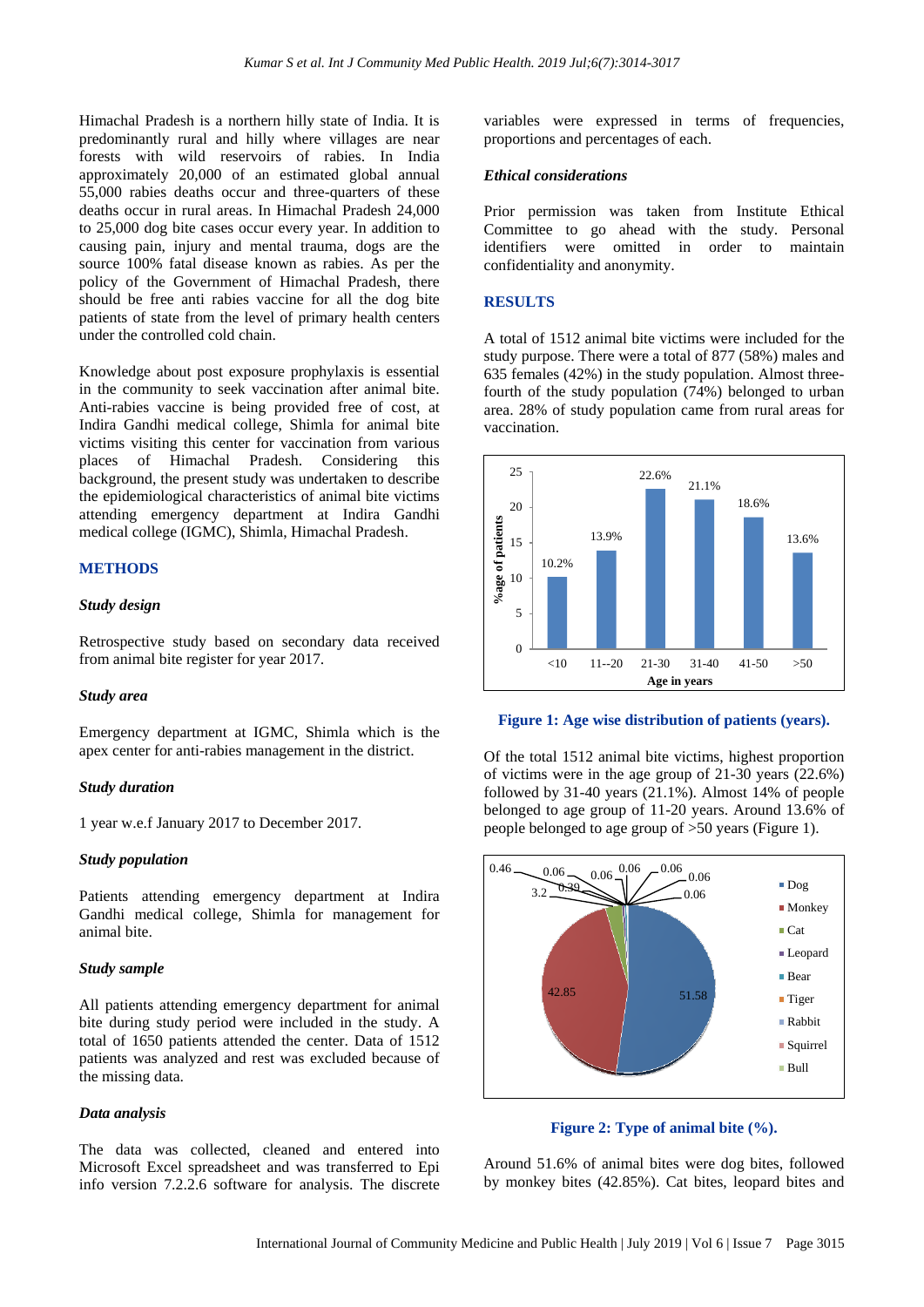Himachal Pradesh is a northern hilly state of India. It is predominantly rural and hilly where villages are near forests with wild reservoirs of rabies. In India approximately 20,000 of an estimated global annual 55,000 rabies deaths occur and three-quarters of these deaths occur in rural areas. In Himachal Pradesh 24,000 to 25,000 dog bite cases occur every year. In addition to causing pain, injury and mental trauma, dogs are the source 100% fatal disease known as rabies. As per the policy of the Government of Himachal Pradesh, there should be free anti rabies vaccine for all the dog bite patients of state from the level of primary health centers under the controlled cold chain.

Knowledge about post exposure prophylaxis is essential in the community to seek vaccination after animal bite. Anti-rabies vaccine is being provided free of cost, at Indira Gandhi medical college, Shimla for animal bite victims visiting this center for vaccination from various places of Himachal Pradesh. Considering this background, the present study was undertaken to describe the epidemiological characteristics of animal bite victims attending emergency department at Indira Gandhi medical college (IGMC), Shimla, Himachal Pradesh.

## METHODS

### *Study design*

Retrospective study based on secondary data received from animal bite register for year 2017.

### *Study area*

Emergency department at IGMC, Shimla which is the apex center for anti-rabies management in the district.

### *Study duration*

1 year w.e.f January 2017 to December 2017.

### *Study population*

Patients attending emergency department at Indira Gandhi medical college, Shimla for management for animal bite.

### *Study sample*

All patients attending emergency department for animal bite during study period were included in the study. A total of 1650 patients attended the center. Data of 1512 patients was analyzed and rest was excluded because of the missing data.

### *Data analysis*

The data was collected, cleaned and entered into Microsoft Excel spreadsheet and was transferred to Epi info version 7.2.2.6 software for analysis. The discrete variables were expressed in terms of frequencies, proportions and percentages of each.

### *Ethical considerations*

Prior permission was taken from Institute Ethical Committee to go ahead with the study. Personal identifiers were omitted in order to maintain confidentiality and anonymity.

## RESULTS

A total of 1512 animal bite victims were included for the study purpose. There were a total of 877 (58%) males and 635 females (42%) in the study population. Almost three-fourth of the study population (74%) belonged to urban area. 28% of study population came from rural areas for vaccination.

**Figure 1: Age wise distribution of patients (years).**

Of the total 1512 animal bite victims, highest proportion of victims were in the age group of 21-30 years (22.6%) followed by 31-40 years (21.1%). Almost 14% of people belonged to age group of 11-20 years. Around 13.6% of people belonged to age group of >50 years (Figure 1).

**Figure 2: Type of animal bite (%).**

Around 51.6% of animal bites were dog bites, followed by monkey bites (42.85%). Cat bites, leopard bites and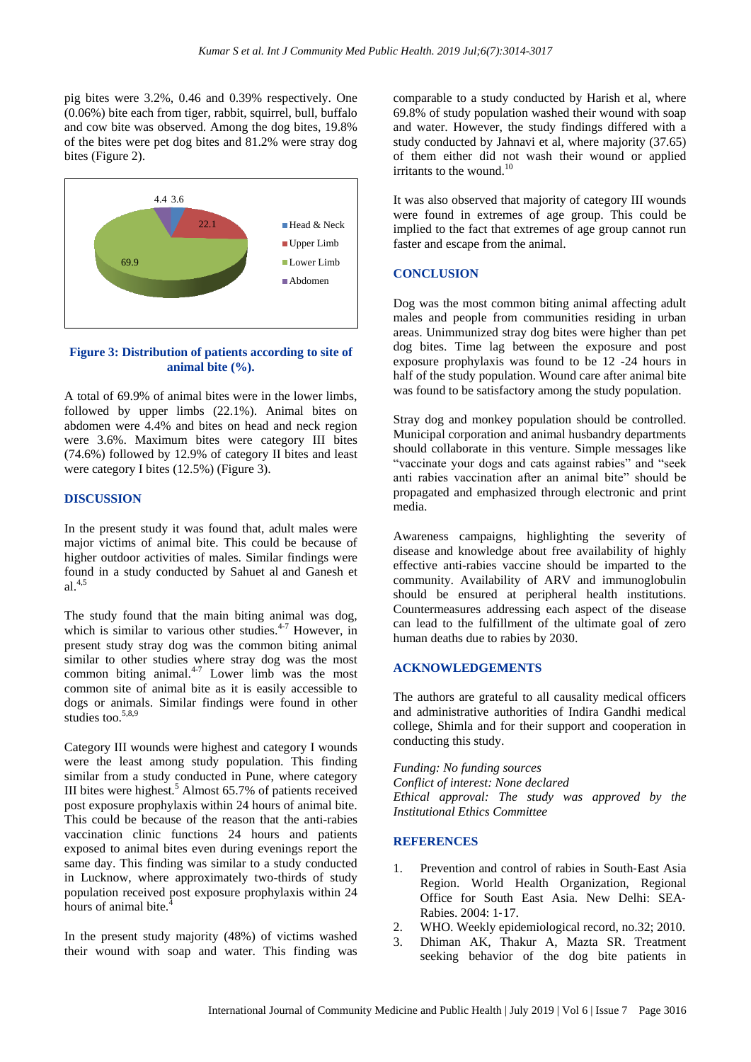pig bites were 3.2%, 0.46 and 0.39% respectively. One (0.06%) bite each from tiger, rabbit, squirrel, bull, buffalo and cow bite was observed. Among the dog bites, 19.8% of the bites were pet dog bites and 81.2% were stray dog bites (Figure 2).

**Figure 3: Distribution of patients according to site of animal bite (%).**

A total of 69.9% of animal bites were in the lower limbs, followed by upper limbs (22.1%). Animal bites on abdomen were 4.4% and bites on head and neck region were 3.6%. Maximum bites were category III bites (74.6%) followed by 12.9% of category II bites and least were category I bites (12.5%) (Figure 3).

## DISCUSSION

In the present study it was found that, adult males were major victims of animal bite. This could be because of higher outdoor activities of males. Similar findings were found in a study conducted by Sahuet al and Ganesh et al.[4,5]

The study found that the main biting animal was dog, which is similar to various other studies.[4-7] However, in present study stray dog was the common biting animal similar to other studies where stray dog was the most common biting animal.[4-7] Lower limb was the most common site of animal bite as it is easily accessible to dogs or animals. Similar findings were found in other studies too.[5,8,9]

Category III wounds were highest and category I wounds were the least among study population. This finding similar from a study conducted in Pune, where category III bites were highest.[5] Almost 65.7% of patients received post exposure prophylaxis within 24 hours of animal bite. This could be because of the reason that the anti-rabies vaccination clinic functions 24 hours and patients exposed to animal bites even during evenings report the same day. This finding was similar to a study conducted in Lucknow, where approximately two-thirds of study population received post exposure prophylaxis within 24 hours of animal bite.[4]

In the present study majority (48%) of victims washed their wound with soap and water. This finding was comparable to a study conducted by Harish et al, where 69.8% of study population washed their wound with soap and water. However, the study findings differed with a study conducted by Jahnavi et al, where majority (37.65) of them either did not wash their wound or applied irritants to the wound.[10]

It was also observed that majority of category III wounds were found in extremes of age group. This could be implied to the fact that extremes of age group cannot run faster and escape from the animal.

## CONCLUSION

Dog was the most common biting animal affecting adult males and people from communities residing in urban areas. Unimmunized stray dog bites were higher than pet dog bites. Time lag between the exposure and post exposure prophylaxis was found to be 12 -24 hours in half of the study population. Wound care after animal bite was found to be satisfactory among the study population.

Stray dog and monkey population should be controlled. Municipal corporation and animal husbandry departments should collaborate in this venture. Simple messages like "vaccinate your dogs and cats against rabies" and "seek anti rabies vaccination after an animal bite" should be propagated and emphasized through electronic and print media.

Awareness campaigns, highlighting the severity of disease and knowledge about free availability of highly effective anti-rabies vaccine should be imparted to the community. Availability of ARV and immunoglobulin should be ensured at peripheral health institutions. Countermeasures addressing each aspect of the disease can lead to the fulfillment of the ultimate goal of zero human deaths due to rabies by 2030.

## ACKNOWLEDGEMENTS

The authors are grateful to all causality medical officers and administrative authorities of Indira Gandhi medical college, Shimla and for their support and cooperation in conducting this study.

*Funding: No funding sources*
*Conflict of interest: None declared*
*Ethical approval: The study was approved by the Institutional Ethics Committee*

## REFERENCES

1. Prevention and control of rabies in South-East Asia Region. World Health Organization, Regional Office for South East Asia. New Delhi: SEA-Rabies. 2004: 1-17.
2. WHO. Weekly epidemiological record, no.32; 2010.
3. Dhiman AK, Thakur A, Mazta SR. Treatment seeking behavior of the dog bite patients in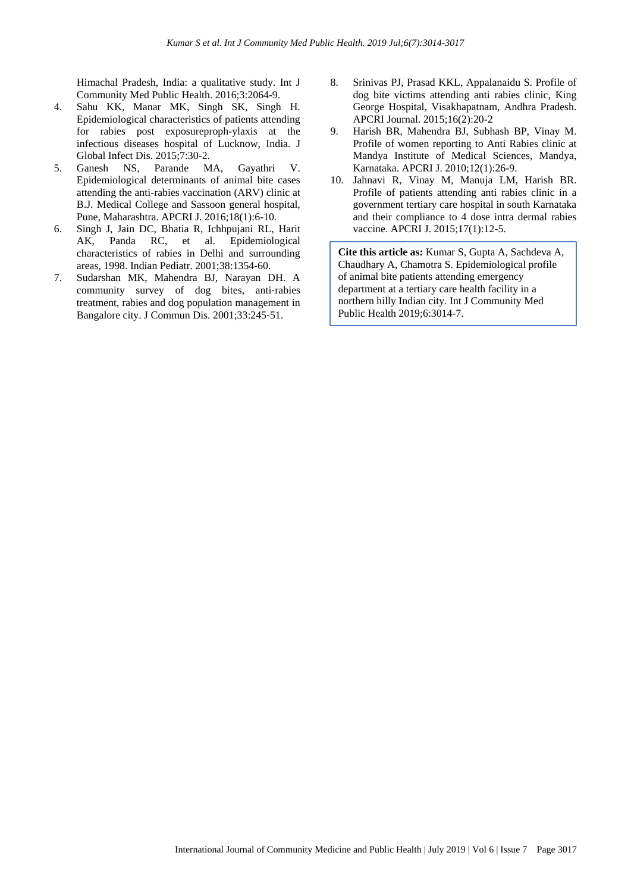Himachal Pradesh, India: a qualitative study. Int J Community Med Public Health. 2016;3:2064-9.

4. Sahu KK, Manar MK, Singh SK, Singh H. Epidemiological characteristics of patients attending for rabies post exposureproph-ylaxis at the infectious diseases hospital of Lucknow, India. J Global Infect Dis. 2015;7:30-2.
5. Ganesh NS, Parande MA, Gayathri V. Epidemiological determinants of animal bite cases attending the anti-rabies vaccination (ARV) clinic at B.J. Medical College and Sassoon general hospital, Pune, Maharashtra. APCRI J. 2016;18(1):6-10.
6. Singh J, Jain DC, Bhatia R, Ichhpujani RL, Harit AK, Panda RC, et al. Epidemiological characteristics of rabies in Delhi and surrounding areas, 1998. Indian Pediatr. 2001;38:1354-60.
7. Sudarshan MK, Mahendra BJ, Narayan DH. A community survey of dog bites, anti-rabies treatment, rabies and dog population management in Bangalore city. J Commun Dis. 2001;33:245-51.
8. Srinivas PJ, Prasad KKL, Appalanaidu S. Profile of dog bite victims attending anti rabies clinic, King George Hospital, Visakhapatnam, Andhra Pradesh. APCRI Journal. 2015;16(2):20-2
9. Harish BR, Mahendra BJ, Subhash BP, Vinay M. Profile of women reporting to Anti Rabies clinic at Mandya Institute of Medical Sciences, Mandya, Karnataka. APCRI J. 2010;12(1):26-9.
10. Jahnavi R, Vinay M, Manuja LM, Harish BR. Profile of patients attending anti rabies clinic in a government tertiary care hospital in south Karnataka and their compliance to 4 dose intra dermal rabies vaccine. APCRI J. 2015;17(1):12-5.

**Cite this article as:** Kumar S, Gupta A, Sachdeva A, Chaudhary A, Chamotra S. Epidemiological profile of animal bite patients attending emergency department at a tertiary care health facility in a northern hilly Indian city. Int J Community Med Public Health 2019;6:3014-7.